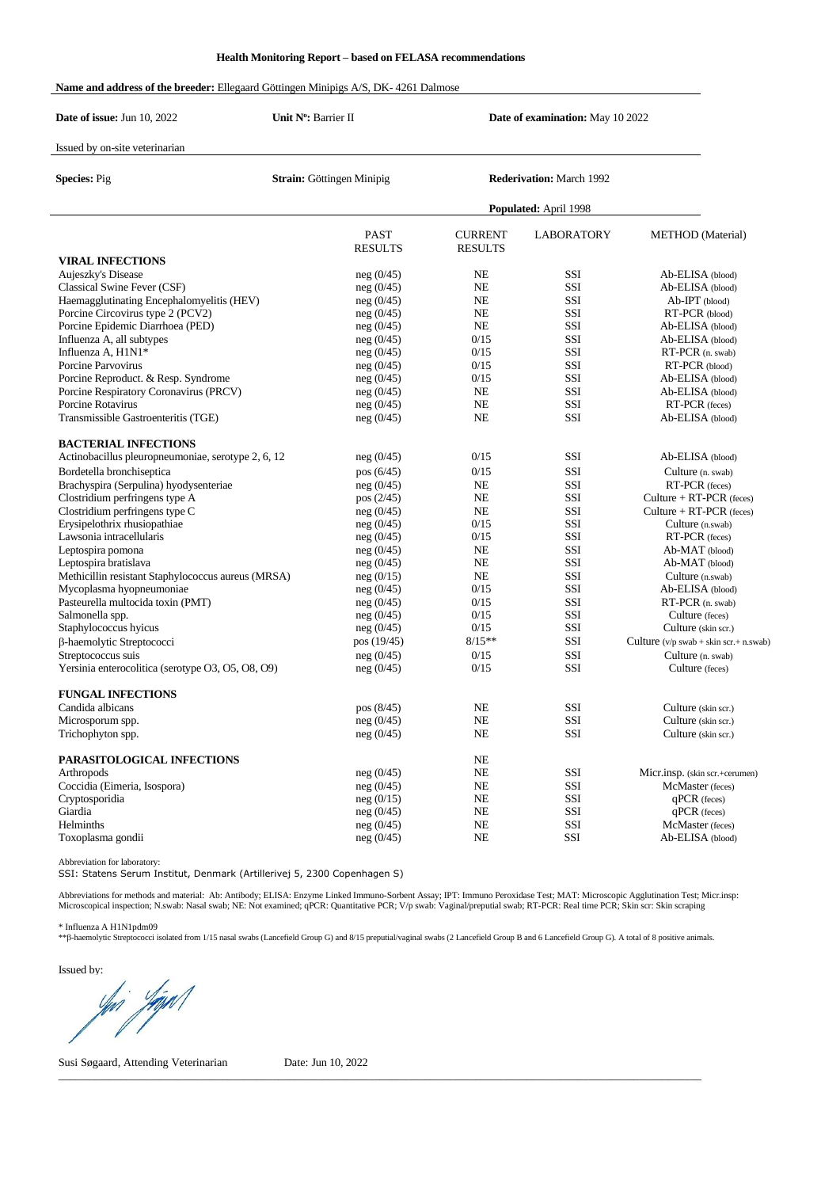**Health Monitoring Report – based on FELASA recommendations**

**Name and address of the breeder:** Ellegaard Göttingen Minipigs A/S, DK- 4261 Dalmose

**Date of issue:** Jun 10, 2022 **Unit Nº:** Barrier II **Date of examination:** May 10 2022

Issued by on-site veterinarian

**Species:** Pig **Strain:** Göttingen Minipig **Rederivation:** March 1992

**Populated:** April 1998

| | PAST RESULTS | CURRENT RESULTS | LABORATORY | METHOD (Material) |
|---|---|---|---|---|
| **VIRAL INFECTIONS** | | | | |
| Aujeszky's Disease | neg (0/45) | NE | SSI | Ab-ELISA (blood) |
| Classical Swine Fever (CSF) | neg (0/45) | NE | SSI | Ab-ELISA (blood) |
| Haemagglutinating Encephalomyelitis (HEV) | neg (0/45) | NE | SSI | Ab-IPT (blood) |
| Porcine Circovirus type 2 (PCV2) | neg (0/45) | NE | SSI | RT-PCR (blood) |
| Porcine Epidemic Diarrhoea (PED) | neg (0/45) | NE | SSI | Ab-ELISA (blood) |
| Influenza A, all subtypes | neg (0/45) | 0/15 | SSI | Ab-ELISA (blood) |
| Influenza A, H1N1* | neg (0/45) | 0/15 | SSI | RT-PCR (n. swab) |
| Porcine Parvovirus | neg (0/45) | 0/15 | SSI | RT-PCR (blood) |
| Porcine Reproduct. & Resp. Syndrome | neg (0/45) | 0/15 | SSI | Ab-ELISA (blood) |
| Porcine Respiratory Coronavirus (PRCV) | neg (0/45) | NE | SSI | Ab-ELISA (blood) |
| Porcine Rotavirus | neg (0/45) | NE | SSI | RT-PCR (feces) |
| Transmissible Gastroenteritis (TGE) | neg (0/45) | NE | SSI | Ab-ELISA (blood) |
| **BACTERIAL INFECTIONS** | | | | |
| Actinobacillus pleuropneumoniae, serotype 2, 6, 12 | neg (0/45) | 0/15 | SSI | Ab-ELISA (blood) |
| Bordetella bronchiseptica | pos (6/45) | 0/15 | SSI | Culture (n. swab) |
| Brachyspira (Serpulina) hyodysenteriae | neg (0/45) | NE | SSI | RT-PCR (feces) |
| Clostridium perfringens type A | pos (2/45) | NE | SSI | Culture + RT-PCR (feces) |
| Clostridium perfringens type C | neg (0/45) | NE | SSI | Culture + RT-PCR (feces) |
| Erysipelothrix rhusiopathiae | neg (0/45) | 0/15 | SSI | Culture (n.swab) |
| Lawsonia intracellularis | neg (0/45) | 0/15 | SSI | RT-PCR (feces) |
| Leptospira pomona | neg (0/45) | NE | SSI | Ab-MAT (blood) |
| Leptospira bratislava | neg (0/45) | NE | SSI | Ab-MAT (blood) |
| Methicillin resistant Staphylococcus aureus (MRSA) | neg (0/15) | NE | SSI | Culture (n.swab) |
| Mycoplasma hyopneumoniae | neg (0/45) | 0/15 | SSI | Ab-ELISA (blood) |
| Pasteurella multocida toxin (PMT) | neg (0/45) | 0/15 | SSI | RT-PCR (n. swab) |
| Salmonella spp. | neg (0/45) | 0/15 | SSI | Culture (feces) |
| Staphylococcus hyicus | neg (0/45) | 0/15 | SSI | Culture (skin scr.) |
| β-haemolytic Streptococci | pos (19/45) | 8/15** | SSI | Culture (v/p swab + skin scr.+ n.swab) |
| Streptococcus suis | neg (0/45) | 0/15 | SSI | Culture (n. swab) |
| Yersinia enterocolitica (serotype O3, O5, O8, O9) | neg (0/45) | 0/15 | SSI | Culture (feces) |
| **FUNGAL INFECTIONS** | | | | |
| Candida albicans | pos (8/45) | NE | SSI | Culture (skin scr.) |
| Microsporum spp. | neg (0/45) | NE | SSI | Culture (skin scr.) |
| Trichophyton spp. | neg (0/45) | NE | SSI | Culture (skin scr.) |
| **PARASITOLOGICAL INFECTIONS** | | NE | | |
| Arthropods | neg (0/45) | NE | SSI | Micr.insp. (skin scr.+cerumen) |
| Coccidia (Eimeria, Isospora) | neg (0/45) | NE | SSI | McMaster (feces) |
| Cryptosporidia | neg (0/15) | NE | SSI | qPCR (feces) |
| Giardia | neg (0/45) | NE | SSI | qPCR (feces) |
| Helminths | neg (0/45) | NE | SSI | McMaster (feces) |
| Toxoplasma gondii | neg (0/45) | NE | SSI | Ab-ELISA (blood) |

Abbreviation for laboratory:
SSI: Statens Serum Institut, Denmark (Artillerivej 5, 2300 Copenhagen S)

Abbreviations for methods and material: Ab: Antibody; ELISA: Enzyme Linked Immuno-Sorbent Assay; IPT: Immuno Peroxidase Test; MAT: Microscopic Agglutination Test; Micr.insp: Microscopical inspection; N.swab: Nasal swab; NE: Not examined; qPCR: Quantitative PCR; V/p swab: Vaginal/preputial swab; RT-PCR: Real time PCR; Skin scr: Skin scraping

* Influenza A H1N1pdm09

**β-haemolytic Streptococci isolated from 1/15 nasal swabs (Lancefield Group G) and 8/15 preputial/vaginal swabs (2 Lancefield Group B and 6 Lancefield Group G). A total of 8 positive animals.

Issued by:

Susi Søgaard, Attending Veterinarian Date: Jun 10, 2022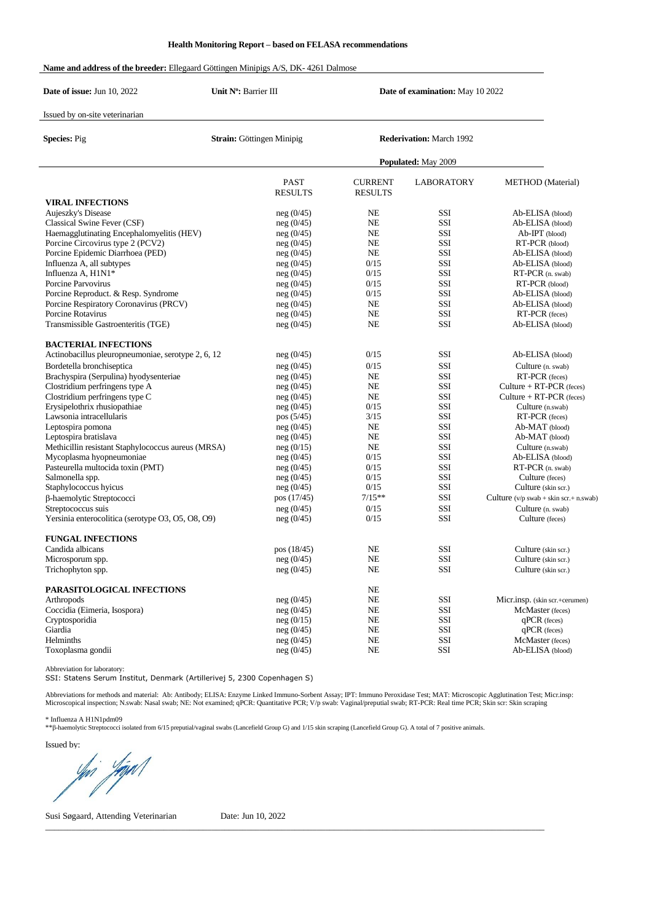**Health Monitoring Report – based on FELASA recommendations**

**Name and address of the breeder:** Ellegaard Göttingen Minipigs A/S, DK- 4261 Dalmose

**Date of issue:** Jun 10, 2022 **Unit Nº:** Barrier III **Date of examination:** May 10 2022

Issued by on-site veterinarian

**Species:** Pig **Strain:** Göttingen Minipig **Rederivation:** March 1992

**Populated:** May 2009

| | PAST RESULTS | CURRENT RESULTS | LABORATORY | METHOD (Material) |
|---|---|---|---|---|
| **VIRAL INFECTIONS** | | | | |
| Aujeszky's Disease | neg (0/45) | NE | SSI | Ab-ELISA (blood) |
| Classical Swine Fever (CSF) | neg (0/45) | NE | SSI | Ab-ELISA (blood) |
| Haemagglutinating Encephalomyelitis (HEV) | neg (0/45) | NE | SSI | Ab-IPT (blood) |
| Porcine Circovirus type 2 (PCV2) | neg (0/45) | NE | SSI | RT-PCR (blood) |
| Porcine Epidemic Diarrhoea (PED) | neg (0/45) | NE | SSI | Ab-ELISA (blood) |
| Influenza A, all subtypes | neg (0/45) | 0/15 | SSI | Ab-ELISA (blood) |
| Influenza A, H1N1* | neg (0/45) | 0/15 | SSI | RT-PCR (n. swab) |
| Porcine Parvovirus | neg (0/45) | 0/15 | SSI | RT-PCR (blood) |
| Porcine Reproduct. & Resp. Syndrome | neg (0/45) | 0/15 | SSI | Ab-ELISA (blood) |
| Porcine Respiratory Coronavirus (PRCV) | neg (0/45) | NE | SSI | Ab-ELISA (blood) |
| Porcine Rotavirus | neg (0/45) | NE | SSI | RT-PCR (feces) |
| Transmissible Gastroenteritis (TGE) | neg (0/45) | NE | SSI | Ab-ELISA (blood) |
| **BACTERIAL INFECTIONS** | | | | |
| Actinobacillus pleuropneumoniae, serotype 2, 6, 12 | neg (0/45) | 0/15 | SSI | Ab-ELISA (blood) |
| Bordetella bronchiseptica | neg (0/45) | 0/15 | SSI | Culture (n. swab) |
| Brachyspira (Serpulina) hyodysenteriae | neg (0/45) | NE | SSI | RT-PCR (feces) |
| Clostridium perfringens type A | neg (0/45) | NE | SSI | Culture + RT-PCR (feces) |
| Clostridium perfringens type C | neg (0/45) | NE | SSI | Culture + RT-PCR (feces) |
| Erysipelothrix rhusiopathiae | neg (0/45) | 0/15 | SSI | Culture (n.swab) |
| Lawsonia intracellularis | pos (5/45) | 3/15 | SSI | RT-PCR (feces) |
| Leptospira pomona | neg (0/45) | NE | SSI | Ab-MAT (blood) |
| Leptospira bratislava | neg (0/45) | NE | SSI | Ab-MAT (blood) |
| Methicillin resistant Staphylococcus aureus (MRSA) | neg (0/15) | NE | SSI | Culture (n.swab) |
| Mycoplasma hyopneumoniae | neg (0/45) | 0/15 | SSI | Ab-ELISA (blood) |
| Pasteurella multocida toxin (PMT) | neg (0/45) | 0/15 | SSI | RT-PCR (n. swab) |
| Salmonella spp. | neg (0/45) | 0/15 | SSI | Culture (feces) |
| Staphylococcus hyicus | neg (0/45) | 0/15 | SSI | Culture (skin scr.) |
| β-haemolytic Streptococci | pos (17/45) | 7/15** | SSI | Culture (v/p swab + skin scr.+ n.swab) |
| Streptococcus suis | neg (0/45) | 0/15 | SSI | Culture (n. swab) |
| Yersinia enterocolitica (serotype O3, O5, O8, O9) | neg (0/45) | 0/15 | SSI | Culture (feces) |
| **FUNGAL INFECTIONS** | | | | |
| Candida albicans | pos (18/45) | NE | SSI | Culture (skin scr.) |
| Microsporum spp. | neg (0/45) | NE | SSI | Culture (skin scr.) |
| Trichophyton spp. | neg (0/45) | NE | SSI | Culture (skin scr.) |
| **PARASITOLOGICAL INFECTIONS** | | NE | | |
| Arthropods | neg (0/45) | NE | SSI | Micr.insp. (skin scr.+cerumen) |
| Coccidia (Eimeria, Isospora) | neg (0/45) | NE | SSI | McMaster (feces) |
| Cryptosporidia | neg (0/15) | NE | SSI | qPCR (feces) |
| Giardia | neg (0/45) | NE | SSI | qPCR (feces) |
| Helminths | neg (0/45) | NE | SSI | McMaster (feces) |
| Toxoplasma gondii | neg (0/45) | NE | SSI | Ab-ELISA (blood) |

Abbreviation for laboratory:
SSI: Statens Serum Institut, Denmark (Artillerivej 5, 2300 Copenhagen S)

Abbreviations for methods and material: Ab: Antibody; ELISA: Enzyme Linked Immuno-Sorbent Assay; IPT: Immuno Peroxidase Test; MAT: Microscopic Agglutination Test; Micr.insp: Microscopical inspection; N.swab: Nasal swab; NE: Not examined; qPCR: Quantitative PCR; V/p swab: Vaginal/preputial swab; RT-PCR: Real time PCR; Skin scr: Skin scraping

* Influenza A H1N1pdm09
**β-haemolytic Streptococci isolated from 6/15 preputial/vaginal swabs (Lancefield Group G) and 1/15 skin scraping (Lancefield Group G). A total of 7 positive animals.

Issued by:

Susi Søgaard, Attending Veterinarian Date: Jun 10, 2022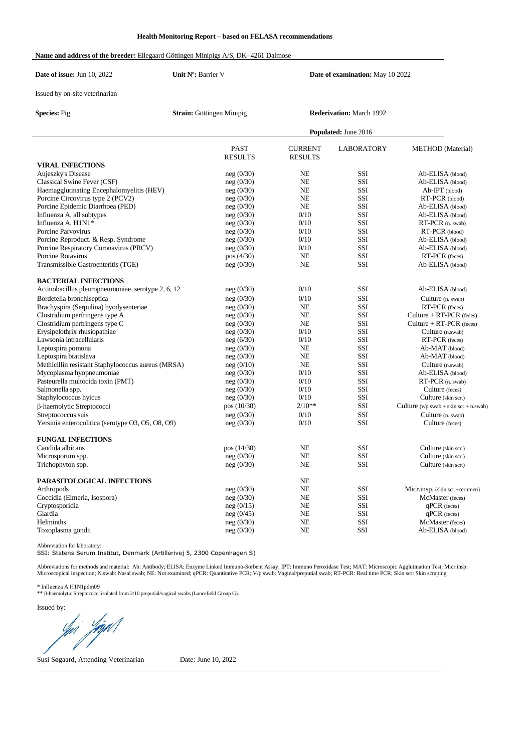**Health Monitoring Report – based on FELASA recommendations**

**Name and address of the breeder:** Ellegaard Göttingen Minipigs A/S, DK- 4261 Dalmose

**Date of issue:** Jun 10, 2022 **Unit Nº:** Barrier V **Date of examination:** May 10 2022

Issued by on-site veterinarian

**Species:** Pig **Strain:** Göttingen Minipig **Rederivation:** March 1992

**Populated:** June 2016

| | PAST RESULTS | CURRENT RESULTS | LABORATORY | METHOD (Material) |
|---|---|---|---|---|
| **VIRAL INFECTIONS** | | | | |
| Aujeszky's Disease | neg (0/30) | NE | SSI | Ab-ELISA (blood) |
| Classical Swine Fever (CSF) | neg (0/30) | NE | SSI | Ab-ELISA (blood) |
| Haemagglutinating Encephalomyelitis (HEV) | neg (0/30) | NE | SSI | Ab-IPT (blood) |
| Porcine Circovirus type 2 (PCV2) | neg (0/30) | NE | SSI | RT-PCR (blood) |
| Porcine Epidemic Diarrhoea (PED) | neg (0/30) | NE | SSI | Ab-ELISA (blood) |
| Influenza A, all subtypes | neg (0/30) | 0/10 | SSI | Ab-ELISA (blood) |
| Influenza A, H1N1* | neg (0/30) | 0/10 | SSI | RT-PCR (n. swab) |
| Porcine Parvovirus | neg (0/30) | 0/10 | SSI | RT-PCR (blood) |
| Porcine Reproduct. & Resp. Syndrome | neg (0/30) | 0/10 | SSI | Ab-ELISA (blood) |
| Porcine Respiratory Coronavirus (PRCV) | neg (0/30) | 0/10 | SSI | Ab-ELISA (blood) |
| Porcine Rotavirus | pos (4/30) | NE | SSI | RT-PCR (feces) |
| Transmissible Gastroenteritis (TGE) | neg (0/30) | NE | SSI | Ab-ELISA (blood) |
| **BACTERIAL INFECTIONS** | | | | |
| Actinobacillus pleuropneumoniae, serotype 2, 6, 12 | neg (0/30) | 0/10 | SSI | Ab-ELISA (blood) |
| Bordetella bronchiseptica | neg (0/30) | 0/10 | SSI | Culture (n. swab) |
| Brachyspira (Serpulina) hyodysenteriae | neg (0/30) | NE | SSI | RT-PCR (feces) |
| Clostridium perfringens type A | neg (0/30) | NE | SSI | Culture + RT-PCR (feces) |
| Clostridium perfringens type C | neg (0/30) | NE | SSI | Culture + RT-PCR (feces) |
| Erysipelothrix rhusiopathiae | neg (0/30) | 0/10 | SSI | Culture (n.swab) |
| Lawsonia intracellularis | neg (6/30) | 0/10 | SSI | RT-PCR (feces) |
| Leptospira pomona | neg (0/30) | NE | SSI | Ab-MAT (blood) |
| Leptospira bratislava | neg (0/30) | NE | SSI | Ab-MAT (blood) |
| Methicillin resistant Staphylococcus aureus (MRSA) | neg (0/10) | NE | SSI | Culture (n.swab) |
| Mycoplasma hyopneumoniae | neg (0/30) | 0/10 | SSI | Ab-ELISA (blood) |
| Pasteurella multocida toxin (PMT) | neg (0/30) | 0/10 | SSI | RT-PCR (n. swab) |
| Salmonella spp. | neg (0/30) | 0/10 | SSI | Culture (feces) |
| Staphylococcus hyicus | neg (0/30) | 0/10 | SSI | Culture (skin scr.) |
| β-haemolytic Streptococci | pos (10/30) | 2/10** | SSI | Culture (v/p swab + skin scr.+ n.swab) |
| Streptococcus suis | neg (0/30) | 0/10 | SSI | Culture (n. swab) |
| Yersinia enterocolitica (serotype O3, O5, O8, O9) | neg (0/30) | 0/10 | SSI | Culture (feces) |
| **FUNGAL INFECTIONS** | | | | |
| Candida albicans | pos (14/30) | NE | SSI | Culture (skin scr.) |
| Microsporum spp. | neg (0/30) | NE | SSI | Culture (skin scr.) |
| Trichophyton spp. | neg (0/30) | NE | SSI | Culture (skin scr.) |
| **PARASITOLOGICAL INFECTIONS** | | NE | | |
| Arthropods | neg (0/30) | NE | SSI | Micr.insp. (skin scr.+cerumen) |
| Coccidia (Eimeria, Isospora) | neg (0/30) | NE | SSI | McMaster (feces) |
| Cryptosporidia | neg (0/15) | NE | SSI | qPCR (feces) |
| Giardia | neg (0/45) | NE | SSI | qPCR (feces) |
| Helminths | neg (0/30) | NE | SSI | McMaster (feces) |
| Toxoplasma gondii | neg (0/30) | NE | SSI | Ab-ELISA (blood) |

Abbreviation for laboratory:
SSI: Statens Serum Institut, Denmark (Artillerivej 5, 2300 Copenhagen S)

Abbreviations for methods and material: Ab: Antibody; ELISA: Enzyme Linked Immuno-Sorbent Assay; IPT: Immuno Peroxidase Test; MAT: Microscopic Agglutination Test; Micr.insp: Microscopical inspection; N.swab: Nasal swab; NE: Not examined; qPCR: Quantitative PCR; V/p swab: Vaginal/preputial swab; RT-PCR: Real time PCR; Skin scr: Skin scraping

\* Influenza A H1N1pdm09
\*\* β-haemolytic Streptococci isolated from 2/10 preputial/vaginal swabs (Lancefield Group G).

Issued by:

Susi Søgaard, Attending Veterinarian Date: June 10, 2022